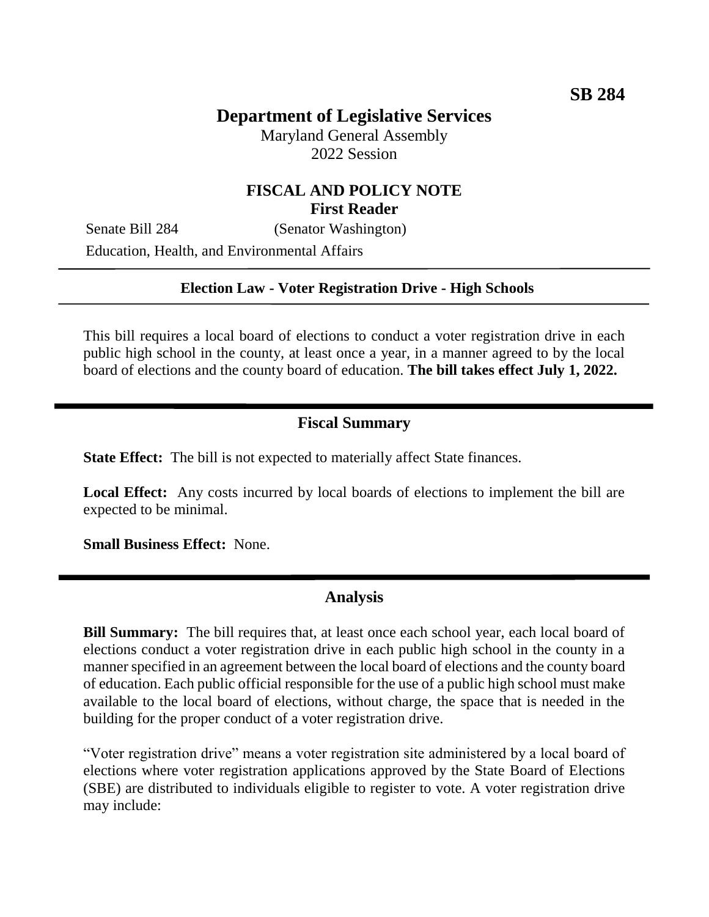**SB 284**

# Department of Legislative Services

Maryland General Assembly
2022 Session

## FISCAL AND POLICY NOTE
**First Reader**

Senate Bill 284 (Senator Washington)
Education, Health, and Environmental Affairs

---

**Election Law - Voter Registration Drive - High Schools**

---

This bill requires a local board of elections to conduct a voter registration drive in each public high school in the county, at least once a year, in a manner agreed to by the local board of elections and the county board of education. **The bill takes effect July 1, 2022.**

---

## Fiscal Summary

**State Effect:** The bill is not expected to materially affect State finances.

**Local Effect:** Any costs incurred by local boards of elections to implement the bill are expected to be minimal.

**Small Business Effect:** None.

---

## Analysis

**Bill Summary:** The bill requires that, at least once each school year, each local board of elections conduct a voter registration drive in each public high school in the county in a manner specified in an agreement between the local board of elections and the county board of education. Each public official responsible for the use of a public high school must make available to the local board of elections, without charge, the space that is needed in the building for the proper conduct of a voter registration drive.

"Voter registration drive" means a voter registration site administered by a local board of elections where voter registration applications approved by the State Board of Elections (SBE) are distributed to individuals eligible to register to vote. A voter registration drive may include: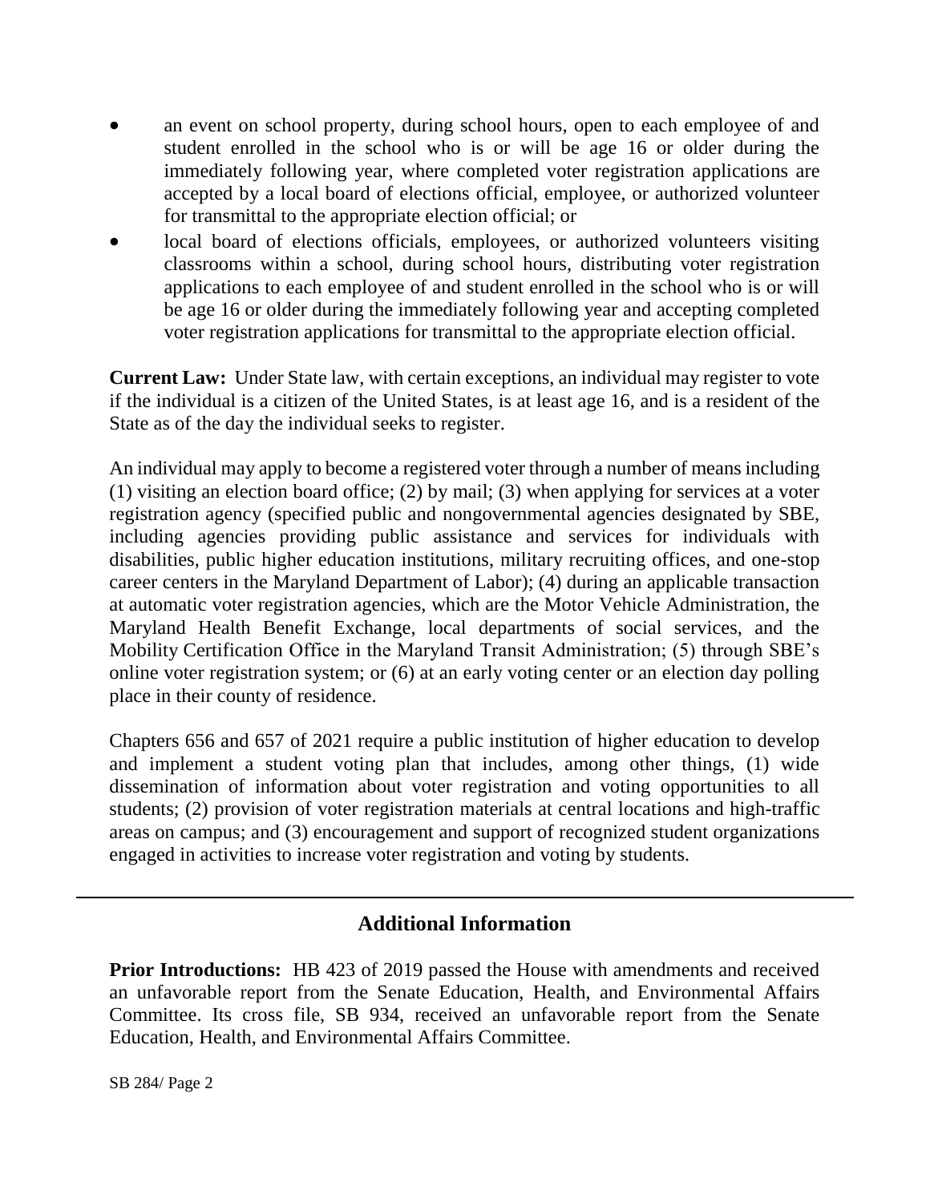- an event on school property, during school hours, open to each employee of and student enrolled in the school who is or will be age 16 or older during the immediately following year, where completed voter registration applications are accepted by a local board of elections official, employee, or authorized volunteer for transmittal to the appropriate election official; or
- local board of elections officials, employees, or authorized volunteers visiting classrooms within a school, during school hours, distributing voter registration applications to each employee of and student enrolled in the school who is or will be age 16 or older during the immediately following year and accepting completed voter registration applications for transmittal to the appropriate election official.

**Current Law:** Under State law, with certain exceptions, an individual may register to vote if the individual is a citizen of the United States, is at least age 16, and is a resident of the State as of the day the individual seeks to register.

An individual may apply to become a registered voter through a number of means including (1) visiting an election board office; (2) by mail; (3) when applying for services at a voter registration agency (specified public and nongovernmental agencies designated by SBE, including agencies providing public assistance and services for individuals with disabilities, public higher education institutions, military recruiting offices, and one-stop career centers in the Maryland Department of Labor); (4) during an applicable transaction at automatic voter registration agencies, which are the Motor Vehicle Administration, the Maryland Health Benefit Exchange, local departments of social services, and the Mobility Certification Office in the Maryland Transit Administration; (5) through SBE's online voter registration system; or (6) at an early voting center or an election day polling place in their county of residence.

Chapters 656 and 657 of 2021 require a public institution of higher education to develop and implement a student voting plan that includes, among other things, (1) wide dissemination of information about voter registration and voting opportunities to all students; (2) provision of voter registration materials at central locations and high-traffic areas on campus; and (3) encouragement and support of recognized student organizations engaged in activities to increase voter registration and voting by students.

## Additional Information

**Prior Introductions:** HB 423 of 2019 passed the House with amendments and received an unfavorable report from the Senate Education, Health, and Environmental Affairs Committee. Its cross file, SB 934, received an unfavorable report from the Senate Education, Health, and Environmental Affairs Committee.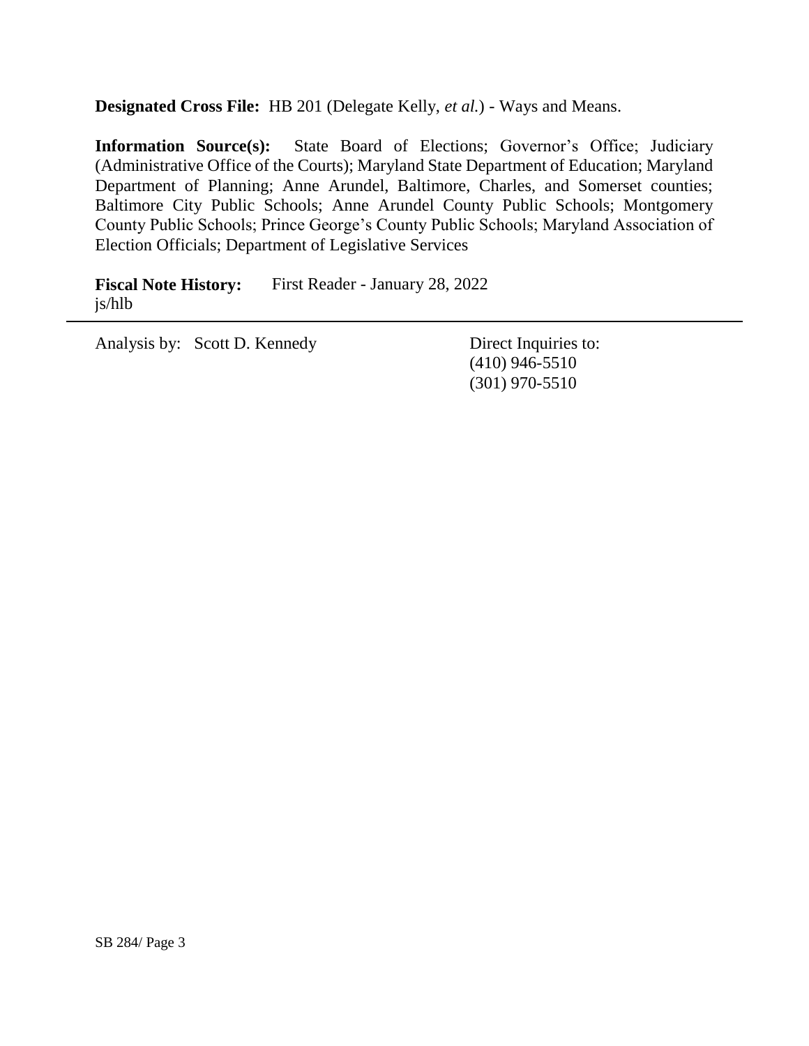**Designated Cross File:** HB 201 (Delegate Kelly, *et al.*) - Ways and Means.

**Information Source(s):** State Board of Elections; Governor's Office; Judiciary (Administrative Office of the Courts); Maryland State Department of Education; Maryland Department of Planning; Anne Arundel, Baltimore, Charles, and Somerset counties; Baltimore City Public Schools; Anne Arundel County Public Schools; Montgomery County Public Schools; Prince George's County Public Schools; Maryland Association of Election Officials; Department of Legislative Services

**Fiscal Note History:** First Reader - January 28, 2022
js/hlb

---

Analysis by: Scott D. Kennedy

Direct Inquiries to:
(410) 946-5510
(301) 970-5510